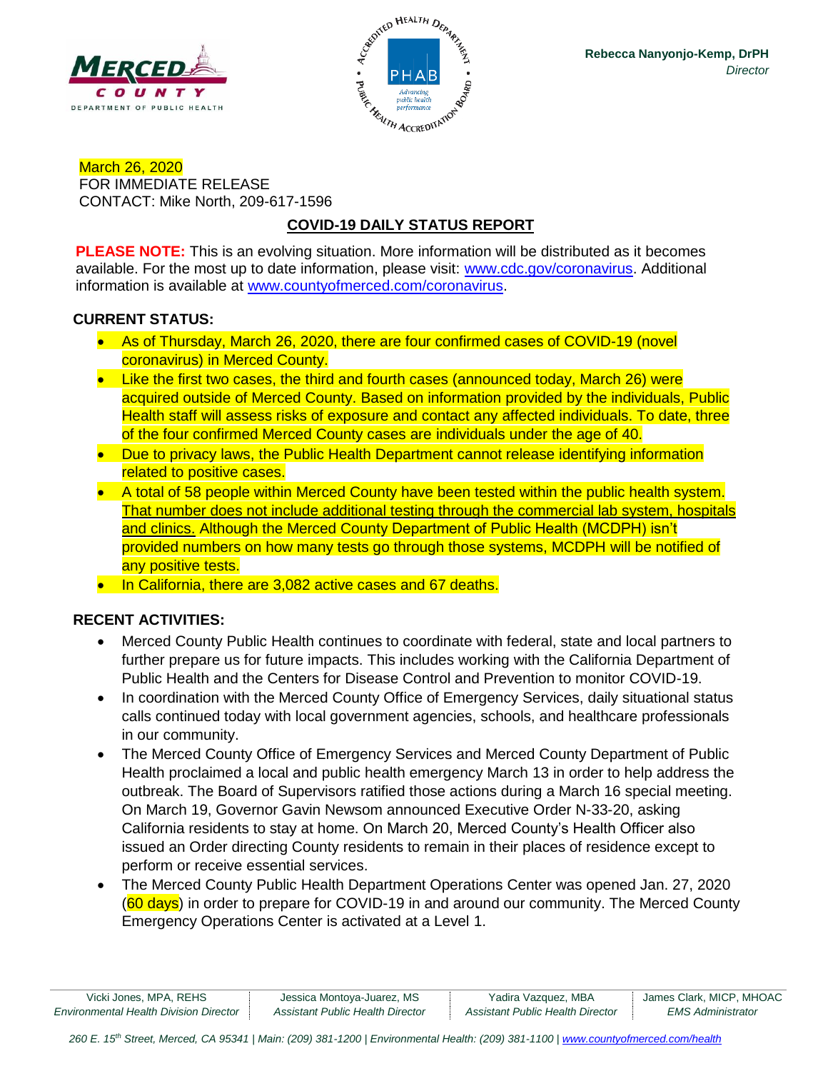MERCED COUNTY
DEPARTMENT OF PUBLIC HEALTH

**Rebecca Nanyonjo-Kemp, DrPH**
*Director*

March 26, 2020
FOR IMMEDIATE RELEASE
CONTACT: Mike North, 209-617-1596

## COVID-19 DAILY STATUS REPORT

**PLEASE NOTE:** This is an evolving situation. More information will be distributed as it becomes available. For the most up to date information, please visit: www.cdc.gov/coronavirus. Additional information is available at www.countyofmerced.com/coronavirus.

### CURRENT STATUS:

- As of Thursday, March 26, 2020, there are four confirmed cases of COVID-19 (novel coronavirus) in Merced County.
- Like the first two cases, the third and fourth cases (announced today, March 26) were acquired outside of Merced County. Based on information provided by the individuals, Public Health staff will assess risks of exposure and contact any affected individuals. To date, three of the four confirmed Merced County cases are individuals under the age of 40.
- Due to privacy laws, the Public Health Department cannot release identifying information related to positive cases.
- A total of 58 people within Merced County have been tested within the public health system. That number does not include additional testing through the commercial lab system, hospitals and clinics. Although the Merced County Department of Public Health (MCDPH) isn't provided numbers on how many tests go through those systems, MCDPH will be notified of any positive tests.
- In California, there are 3,082 active cases and 67 deaths.

### RECENT ACTIVITIES:

- Merced County Public Health continues to coordinate with federal, state and local partners to further prepare us for future impacts. This includes working with the California Department of Public Health and the Centers for Disease Control and Prevention to monitor COVID-19.
- In coordination with the Merced County Office of Emergency Services, daily situational status calls continued today with local government agencies, schools, and healthcare professionals in our community.
- The Merced County Office of Emergency Services and Merced County Department of Public Health proclaimed a local and public health emergency March 13 in order to help address the outbreak. The Board of Supervisors ratified those actions during a March 16 special meeting. On March 19, Governor Gavin Newsom announced Executive Order N-33-20, asking California residents to stay at home. On March 20, Merced County's Health Officer also issued an Order directing County residents to remain in their places of residence except to perform or receive essential services.
- The Merced County Public Health Department Operations Center was opened Jan. 27, 2020 (60 days) in order to prepare for COVID-19 in and around our community. The Merced County Emergency Operations Center is activated at a Level 1.

| Vicki Jones, MPA, REHS | Jessica Montoya-Juarez, MS | Yadira Vazquez, MBA | James Clark, MICP, MHOAC |
|---|---|---|---|
| *Environmental Health Division Director* | *Assistant Public Health Director* | *Assistant Public Health Director* | *EMS Administrator* |

*260 E. 15th Street, Merced, CA 95341 | Main: (209) 381-1200 | Environmental Health: (209) 381-1100 | www.countyofmerced.com/health*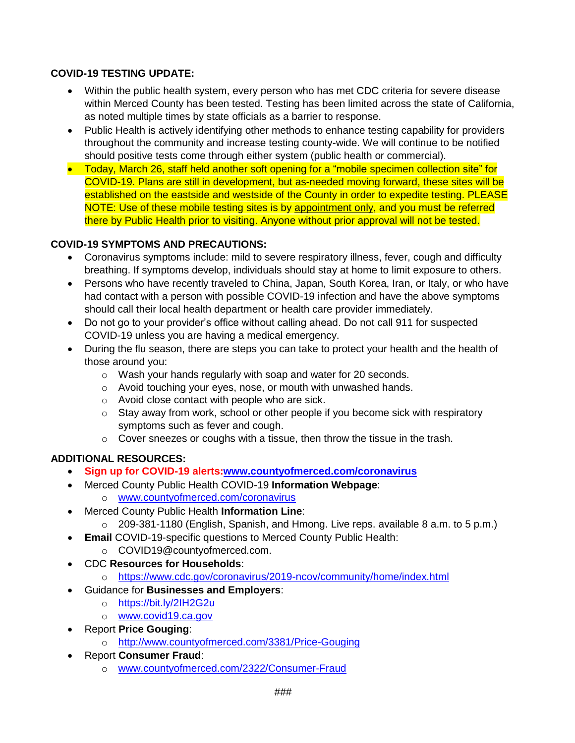**COVID-19 TESTING UPDATE:**

- Within the public health system, every person who has met CDC criteria for severe disease within Merced County has been tested. Testing has been limited across the state of California, as noted multiple times by state officials as a barrier to response.
- Public Health is actively identifying other methods to enhance testing capability for providers throughout the community and increase testing county-wide. We will continue to be notified should positive tests come through either system (public health or commercial).
- Today, March 26, staff held another soft opening for a "mobile specimen collection site" for COVID-19. Plans are still in development, but as-needed moving forward, these sites will be established on the eastside and westside of the County in order to expedite testing. PLEASE NOTE: Use of these mobile testing sites is by appointment only, and you must be referred there by Public Health prior to visiting. Anyone without prior approval will not be tested.

**COVID-19 SYMPTOMS AND PRECAUTIONS:**

- Coronavirus symptoms include: mild to severe respiratory illness, fever, cough and difficulty breathing. If symptoms develop, individuals should stay at home to limit exposure to others.
- Persons who have recently traveled to China, Japan, South Korea, Iran, or Italy, or who have had contact with a person with possible COVID-19 infection and have the above symptoms should call their local health department or health care provider immediately.
- Do not go to your provider's office without calling ahead. Do not call 911 for suspected COVID-19 unless you are having a medical emergency.
- During the flu season, there are steps you can take to protect your health and the health of those around you:
  - Wash your hands regularly with soap and water for 20 seconds.
  - Avoid touching your eyes, nose, or mouth with unwashed hands.
  - Avoid close contact with people who are sick.
  - Stay away from work, school or other people if you become sick with respiratory symptoms such as fever and cough.
  - Cover sneezes or coughs with a tissue, then throw the tissue in the trash.

**ADDITIONAL RESOURCES:**

- **Sign up for COVID-19 alerts:www.countyofmerced.com/coronavirus**
- Merced County Public Health COVID-19 **Information Webpage**:
  - www.countyofmerced.com/coronavirus
- Merced County Public Health **Information Line**:
  - 209-381-1180 (English, Spanish, and Hmong. Live reps. available 8 a.m. to 5 p.m.)
- **Email** COVID-19-specific questions to Merced County Public Health:
  - COVID19@countyofmerced.com.
- CDC **Resources for Households**:
  - https://www.cdc.gov/coronavirus/2019-ncov/community/home/index.html
- Guidance for **Businesses and Employers**:
  - https://bit.ly/2IH2G2u
  - www.covid19.ca.gov
- Report **Price Gouging**:
  - http://www.countyofmerced.com/3381/Price-Gouging
- Report **Consumer Fraud**:
  - www.countyofmerced.com/2322/Consumer-Fraud

###